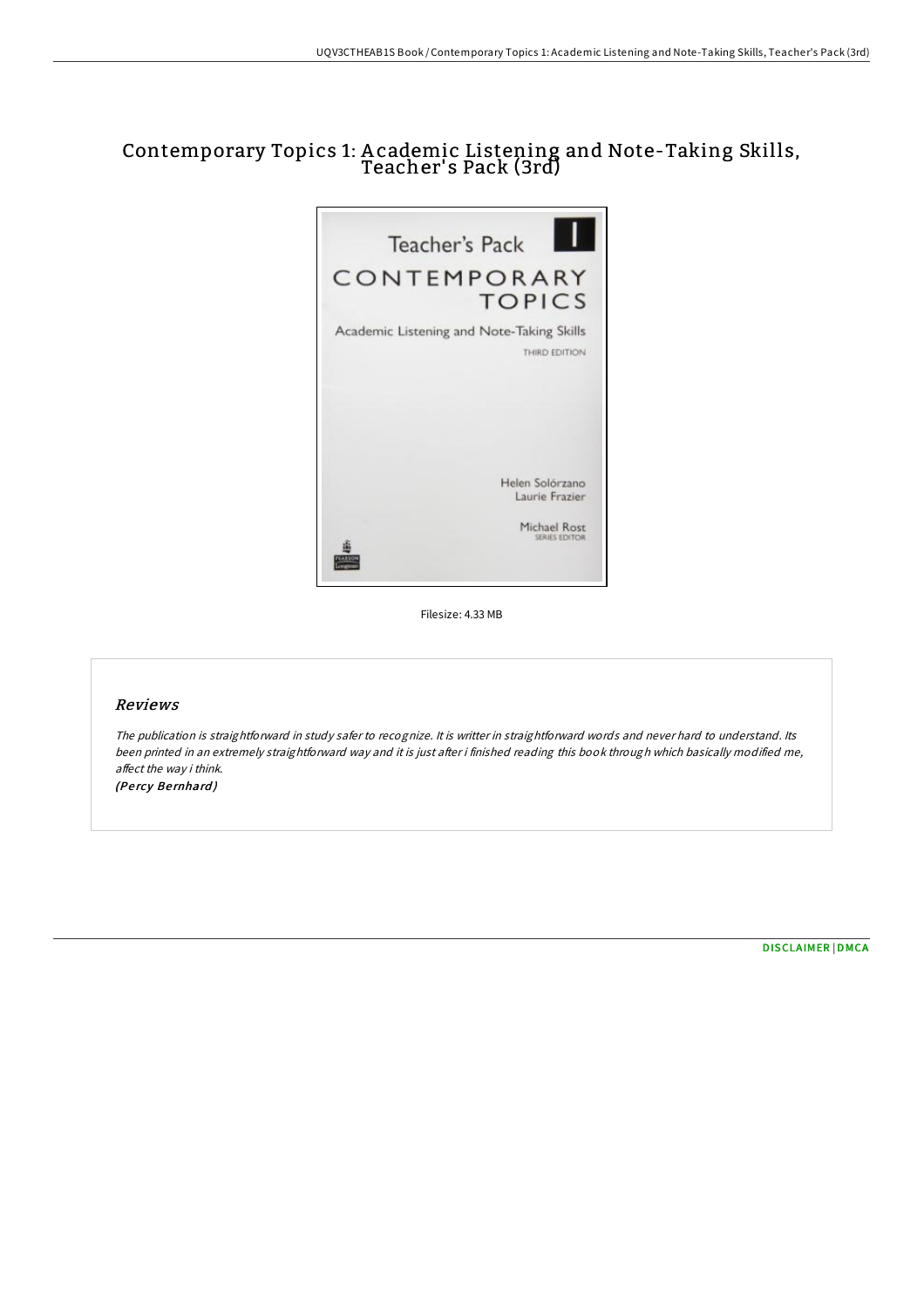# Contemporary Topics 1: Academic Listening and Note-Taking Skills, Teacher's Pack (3rd)

Filesize: 4.33 MB

## Reviews

*The publication is straightforward in study safer to recognize. It is writter in straightforward words and never hard to understand. Its been printed in an extremely straightforward way and it is just after i finished reading this book through which basically modified me, affect the way i think.*

*(Percy Bernhard)*

DISCLAIMER | DMCA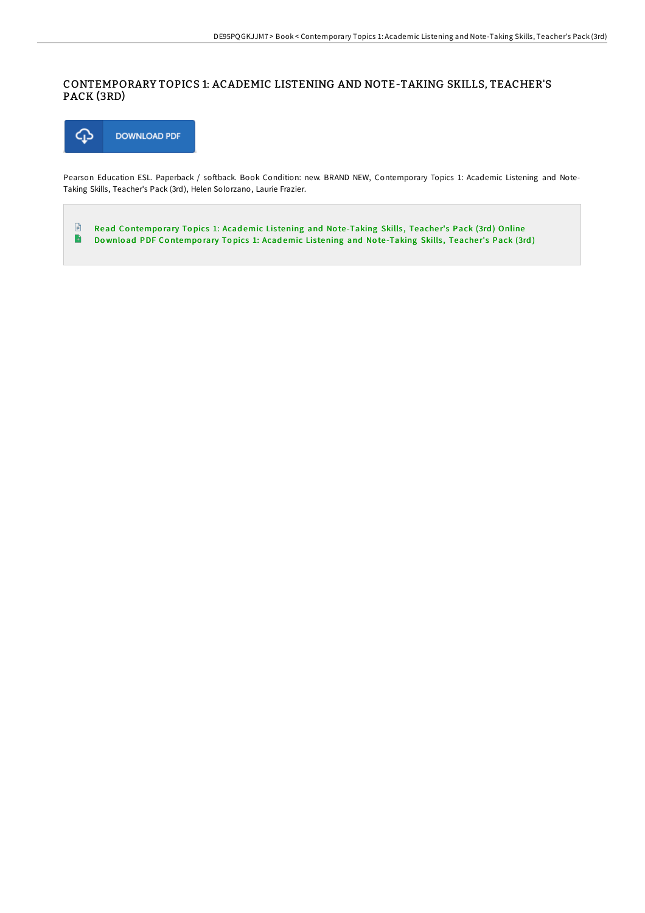# CONTEMPORARY TOPICS 1: ACADEMIC LISTENING AND NOTE-TAKING SKILLS, TEACHER'S PACK (3RD)

DOWNLOAD PDF

Pearson Education ESL. Paperback / softback. Book Condition: new. BRAND NEW, Contemporary Topics 1: Academic Listening and Note-Taking Skills, Teacher's Pack (3rd), Helen Solorzano, Laurie Frazier.

- Read Contemporary Topics 1: Academic Listening and Note-Taking Skills, Teacher's Pack (3rd) Online
- Download PDF Contemporary Topics 1: Academic Listening and Note-Taking Skills, Teacher's Pack (3rd)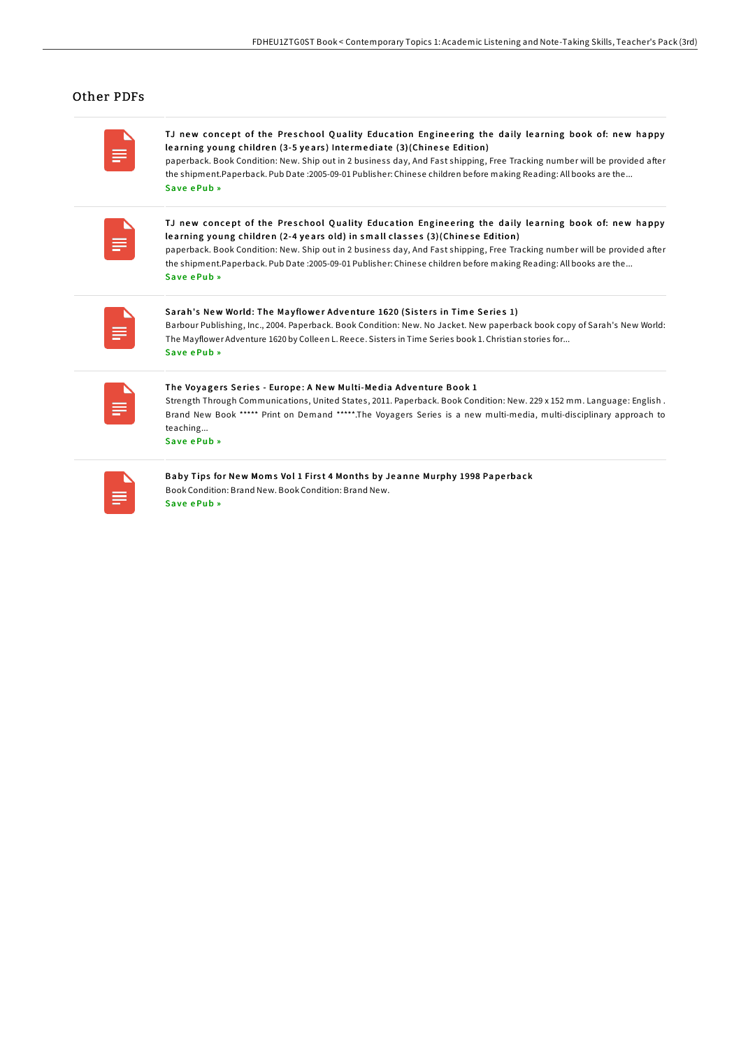## Other PDFs

**TJ new concept of the Preschool Quality Education Engineering the daily learning book of: new happy learning young children (3-5 years) Intermediate (3)(Chinese Edition)**

paperback. Book Condition: New. Ship out in 2 business day, And Fast shipping, Free Tracking number will be provided after the shipment.Paperback. Pub Date :2005-09-01 Publisher: Chinese children before making Reading: All books are the...

Save ePub »

**TJ new concept of the Preschool Quality Education Engineering the daily learning book of: new happy learning young children (2-4 years old) in small classes (3)(Chinese Edition)**

paperback. Book Condition: New. Ship out in 2 business day, And Fast shipping, Free Tracking number will be provided after the shipment.Paperback. Pub Date :2005-09-01 Publisher: Chinese children before making Reading: All books are the...

Save ePub »

**Sarah's New World: The Mayflower Adventure 1620 (Sisters in Time Series 1)**

Barbour Publishing, Inc., 2004. Paperback. Book Condition: New. No Jacket. New paperback book copy of Sarah's New World: The Mayflower Adventure 1620 by Colleen L. Reece. Sisters in Time Series book 1. Christian stories for...

Save ePub »

**The Voyagers Series - Europe: A New Multi-Media Adventure Book 1**

Strength Through Communications, United States, 2011. Paperback. Book Condition: New. 229 x 152 mm. Language: English . Brand New Book ***** Print on Demand *****.The Voyagers Series is a new multi-media, multi-disciplinary approach to teaching...

Save ePub »

**Baby Tips for New Moms Vol 1 First 4 Months by Jeanne Murphy 1998 Paperback**

Book Condition: Brand New. Book Condition: Brand New.

Save ePub »